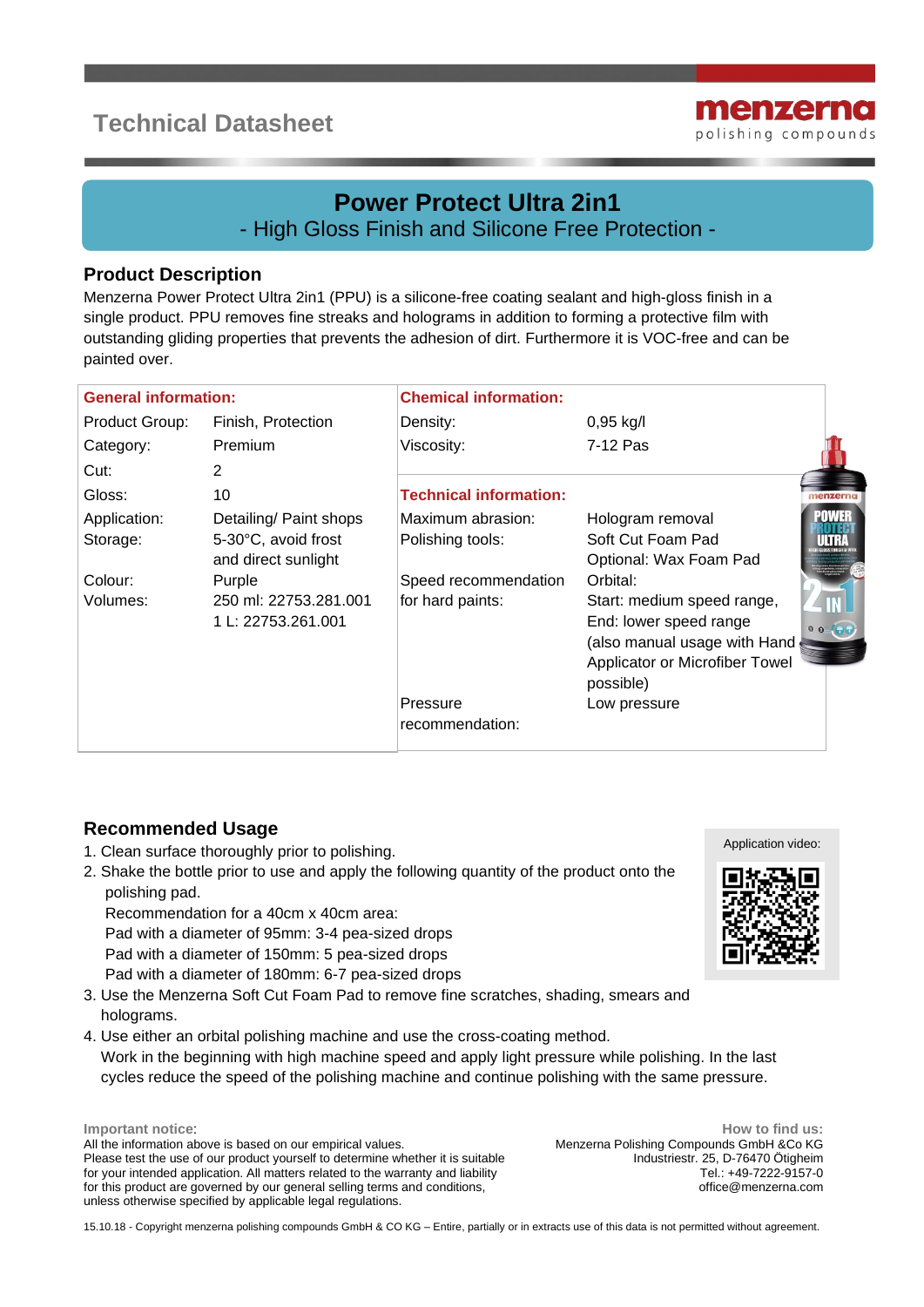Technical Datasheet

menzerna
polishing compounds

# Power Protect Ultra 2in1

## - High Gloss Finish and Silicone Free Protection -

## Product Description

Menzerna Power Protect Ultra 2in1 (PPU) is a silicone-free coating sealant and high-gloss finish in a single product. PPU removes fine streaks and holograms in addition to forming a protective film with outstanding gliding properties that prevents the adhesion of dirt. Furthermore it is VOC-free and can be painted over.

| General information: | | Chemical information: | |
|---|---|---|---|
| Product Group: | Finish, Protection | Density: | 0,95 kg/l |
| Category: | Premium | Viscosity: | 7-12 Pas |
| Cut: | 2 | | |
| Gloss: | 10 | **Technical information:** | |
| Application: | Detailing/ Paint shops | Maximum abrasion: | Hologram removal |
| Storage: | 5-30°C, avoid frost and direct sunlight | Polishing tools: | Soft Cut Foam Pad<br>Optional: Wax Foam Pad |
| Colour: | Purple | Speed recommendation for hard paints: | Orbital:<br>Start: medium speed range,<br>End: lower speed range<br>(also manual usage with Hand Applicator or Microfiber Towel possible) |
| Volumes: | 250 ml: 22753.281.001<br>1 L: 22753.261.001 | | |
| | | Pressure recommendation: | Low pressure |

## Recommended Usage

Application video:

1. Clean surface thoroughly prior to polishing.
2. Shake the bottle prior to use and apply the following quantity of the product onto the polishing pad.
   Recommendation for a 40cm x 40cm area:
   Pad with a diameter of 95mm: 3-4 pea-sized drops
   Pad with a diameter of 150mm: 5 pea-sized drops
   Pad with a diameter of 180mm: 6-7 pea-sized drops
3. Use the Menzerna Soft Cut Foam Pad to remove fine scratches, shading, smears and holograms.
4. Use either an orbital polishing machine and use the cross-coating method.
   Work in the beginning with high machine speed and apply light pressure while polishing. In the last cycles reduce the speed of the polishing machine and continue polishing with the same pressure.

**Important notice:**
All the information above is based on our empirical values.
Please test the use of our product yourself to determine whether it is suitable for your intended application. All matters related to the warranty and liability for this product are governed by our general selling terms and conditions, unless otherwise specified by applicable legal regulations.

**How to find us:**
Menzerna Polishing Compounds GmbH &Co KG
Industriestr. 25, D-76470 Ötigheim
Tel.: +49-7222-9157-0
office@menzerna.com

15.10.18 - Copyright menzerna polishing compounds GmbH & CO KG – Entire, partially or in extracts use of this data is not permitted without agreement.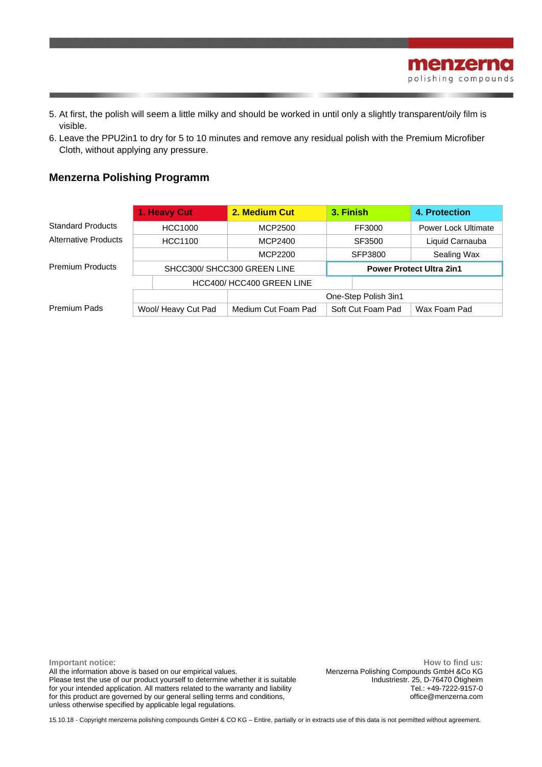5. At first, the polish will seem a little milky and should be worked in until only a slightly transparent/oily film is visible.
6. Leave the PPU2in1 to dry for 5 to 10 minutes and remove any residual polish with the Premium Microfiber Cloth, without applying any pressure.

## Menzerna Polishing Programm

| | 1. Heavy Cut | 2. Medium Cut | 3. Finish | 4. Protection |
|---|---|---|---|---|
| Standard Products | HCC1000 | MCP2500 | FF3000 | Power Lock Ultimate |
| Alternative Products | HCC1100 | MCP2400 | SF3500 | Liquid Carnauba |
| | | MCP2200 | SFP3800 | Sealing Wax |
| Premium Products | SHCC300/ SHCC300 GREEN LINE | | **Power Protect Ultra 2in1** | |
| | HCC400/ HCC400 GREEN LINE | | | |
| | | One-Step Polish 3in1 | | |
| Premium Pads | Wool/ Heavy Cut Pad | Medium Cut Foam Pad | Soft Cut Foam Pad | Wax Foam Pad |

**Important notice:**
All the information above is based on our empirical values. Please test the use of our product yourself to determine whether it is suitable for your intended application. All matters related to the warranty and liability for this product are governed by our general selling terms and conditions, unless otherwise specified by applicable legal regulations.

**How to find us:**
Menzerna Polishing Compounds GmbH &Co KG
Industriestr. 25, D-76470 Ötigheim
Tel.: +49-7222-9157-0
office@menzerna.com

15.10.18 - Copyright menzerna polishing compounds GmbH & CO KG – Entire, partially or in extracts use of this data is not permitted without agreement.